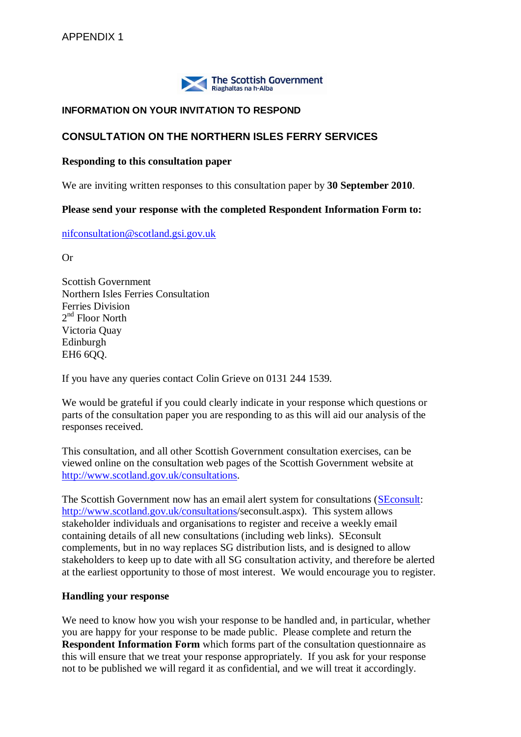APPENDIX 1

The Scottish Government
Riaghaltas na h-Alba

**INFORMATION ON YOUR INVITATION TO RESPOND**

## CONSULTATION ON THE NORTHERN ISLES FERRY SERVICES

**Responding to this consultation paper**

We are inviting written responses to this consultation paper by **30 September 2010**.

**Please send your response with the completed Respondent Information Form to:**

nifconsultation@scotland.gsi.gov.uk

Or

Scottish Government
Northern Isles Ferries Consultation
Ferries Division
2nd Floor North
Victoria Quay
Edinburgh
EH6 6QQ.

If you have any queries contact Colin Grieve on 0131 244 1539.

We would be grateful if you could clearly indicate in your response which questions or parts of the consultation paper you are responding to as this will aid our analysis of the responses received.

This consultation, and all other Scottish Government consultation exercises, can be viewed online on the consultation web pages of the Scottish Government website at http://www.scotland.gov.uk/consultations.

The Scottish Government now has an email alert system for consultations (SEconsult: http://www.scotland.gov.uk/consultations/seconsult.aspx). This system allows stakeholder individuals and organisations to register and receive a weekly email containing details of all new consultations (including web links). SEconsult complements, but in no way replaces SG distribution lists, and is designed to allow stakeholders to keep up to date with all SG consultation activity, and therefore be alerted at the earliest opportunity to those of most interest. We would encourage you to register.

**Handling your response**

We need to know how you wish your response to be handled and, in particular, whether you are happy for your response to be made public. Please complete and return the **Respondent Information Form** which forms part of the consultation questionnaire as this will ensure that we treat your response appropriately. If you ask for your response not to be published we will regard it as confidential, and we will treat it accordingly.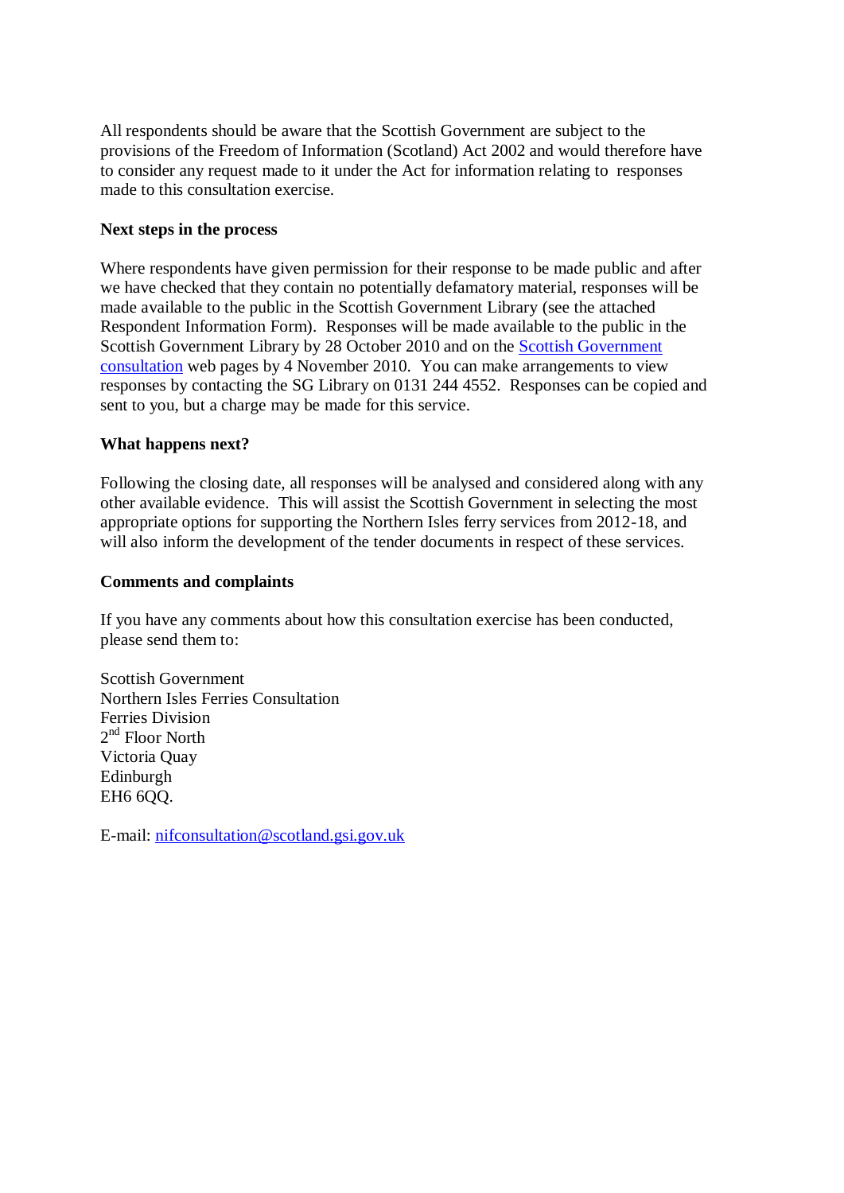All respondents should be aware that the Scottish Government are subject to the provisions of the Freedom of Information (Scotland) Act 2002 and would therefore have to consider any request made to it under the Act for information relating to responses made to this consultation exercise.

**Next steps in the process**

Where respondents have given permission for their response to be made public and after we have checked that they contain no potentially defamatory material, responses will be made available to the public in the Scottish Government Library (see the attached Respondent Information Form). Responses will be made available to the public in the Scottish Government Library by 28 October 2010 and on the Scottish Government consultation web pages by 4 November 2010. You can make arrangements to view responses by contacting the SG Library on 0131 244 4552. Responses can be copied and sent to you, but a charge may be made for this service.

**What happens next?**

Following the closing date, all responses will be analysed and considered along with any other available evidence. This will assist the Scottish Government in selecting the most appropriate options for supporting the Northern Isles ferry services from 2012-18, and will also inform the development of the tender documents in respect of these services.

**Comments and complaints**

If you have any comments about how this consultation exercise has been conducted, please send them to:

Scottish Government  
Northern Isles Ferries Consultation  
Ferries Division  
2nd Floor North  
Victoria Quay  
Edinburgh  
EH6 6QQ.

E-mail: nifconsultation@scotland.gsi.gov.uk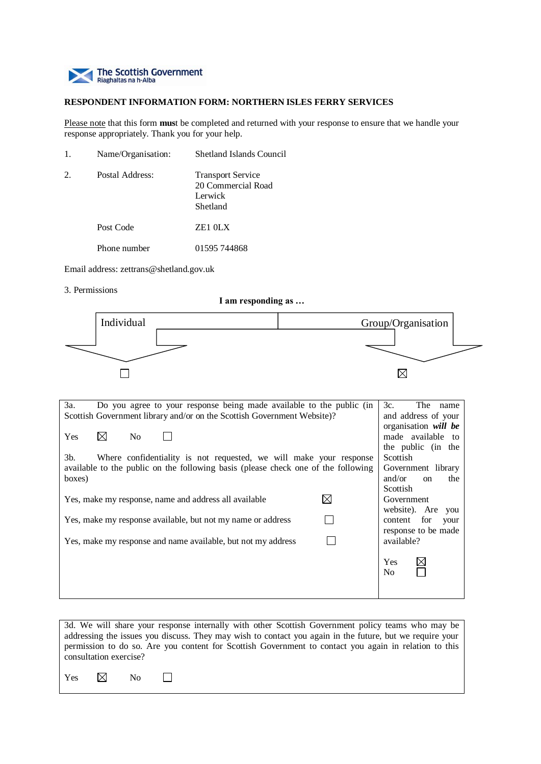The Scottish Government
Riaghaltas na h-Alba

**RESPONDENT INFORMATION FORM: NORTHERN ISLES FERRY SERVICES**

Please note that this form **must** be completed and returned with your response to ensure that we handle your response appropriately. Thank you for your help.

1. Name/Organisation: Shetland Islands Council

2. Postal Address: Transport Service
   20 Commercial Road
   Lerwick
   Shetland

   Post Code: ZE1 0LX

   Phone number: 01595 744868

Email address: zettrans@shetland.gov.uk

3. Permissions

**I am responding as …**

| Individual | Group/Organisation |
|---|---|
| ☐ | ☒ |

3a. Do you agree to your response being made available to the public (in Scottish Government library and/or on the Scottish Government Website)?

Yes ☒ No ☐

3b. Where confidentiality is not requested, we will make your response available to the public on the following basis (please check one of the following boxes)

Yes, make my response, name and address all available ☒

Yes, make my response available, but not my name or address ☐

Yes, make my response and name available, but not my address ☐

3c. The name and address of your organisation ***will be*** made available to the public (in the Scottish Government library and/or on the Scottish Government website). Are you content for your response to be made available?

Yes ☒
No ☐

3d. We will share your response internally with other Scottish Government policy teams who may be addressing the issues you discuss. They may wish to contact you again in the future, but we require your permission to do so. Are you content for Scottish Government to contact you again in relation to this consultation exercise?

Yes ☒ No ☐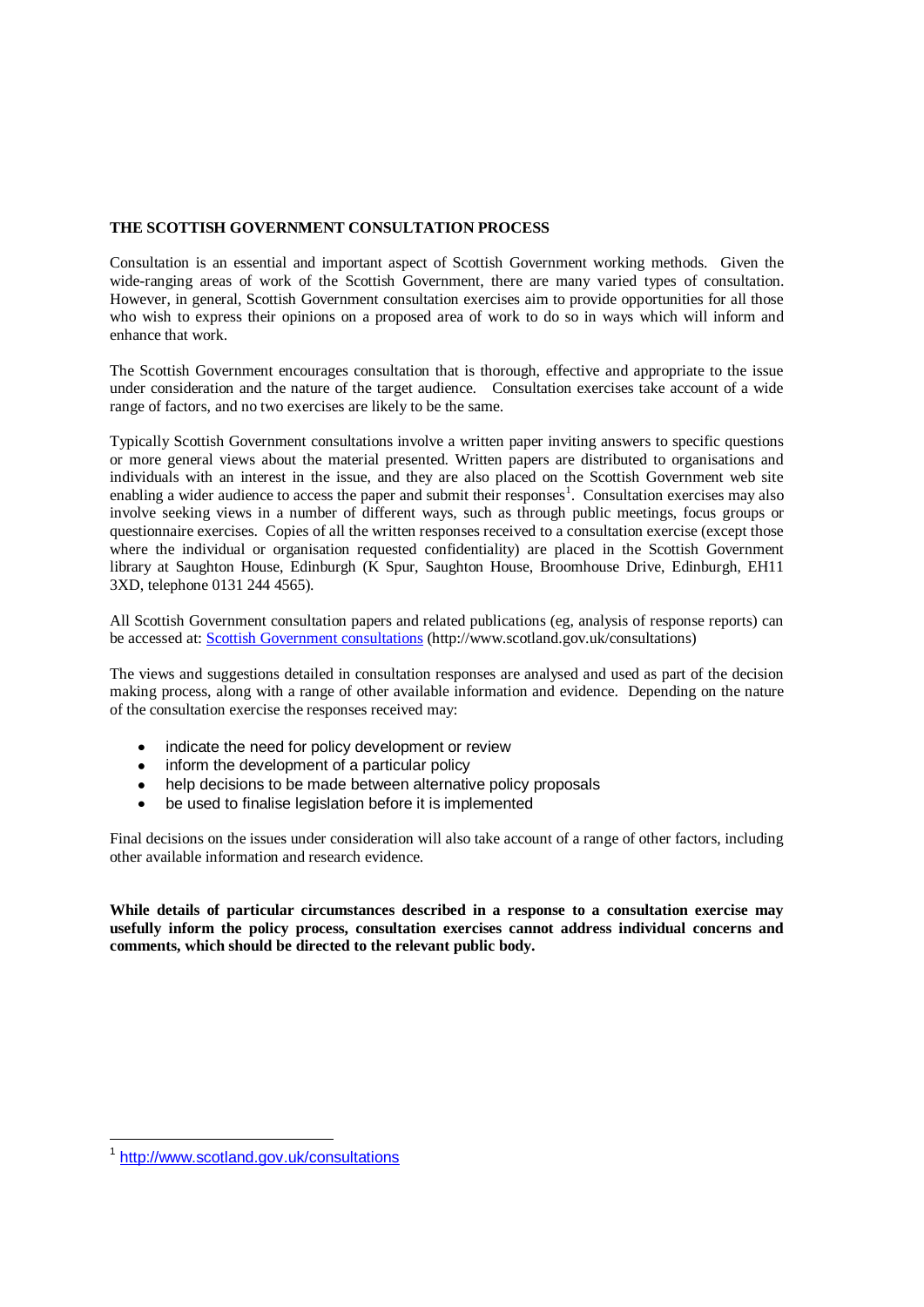## THE SCOTTISH GOVERNMENT CONSULTATION PROCESS

Consultation is an essential and important aspect of Scottish Government working methods. Given the wide-ranging areas of work of the Scottish Government, there are many varied types of consultation. However, in general, Scottish Government consultation exercises aim to provide opportunities for all those who wish to express their opinions on a proposed area of work to do so in ways which will inform and enhance that work.

The Scottish Government encourages consultation that is thorough, effective and appropriate to the issue under consideration and the nature of the target audience. Consultation exercises take account of a wide range of factors, and no two exercises are likely to be the same.

Typically Scottish Government consultations involve a written paper inviting answers to specific questions or more general views about the material presented. Written papers are distributed to organisations and individuals with an interest in the issue, and they are also placed on the Scottish Government web site enabling a wider audience to access the paper and submit their responses[1]. Consultation exercises may also involve seeking views in a number of different ways, such as through public meetings, focus groups or questionnaire exercises. Copies of all the written responses received to a consultation exercise (except those where the individual or organisation requested confidentiality) are placed in the Scottish Government library at Saughton House, Edinburgh (K Spur, Saughton House, Broomhouse Drive, Edinburgh, EH11 3XD, telephone 0131 244 4565).

All Scottish Government consultation papers and related publications (eg, analysis of response reports) can be accessed at: [Scottish Government consultations](http://www.scotland.gov.uk/consultations) (http://www.scotland.gov.uk/consultations)

The views and suggestions detailed in consultation responses are analysed and used as part of the decision making process, along with a range of other available information and evidence. Depending on the nature of the consultation exercise the responses received may:

- indicate the need for policy development or review
- inform the development of a particular policy
- help decisions to be made between alternative policy proposals
- be used to finalise legislation before it is implemented

Final decisions on the issues under consideration will also take account of a range of other factors, including other available information and research evidence.

**While details of particular circumstances described in a response to a consultation exercise may usefully inform the policy process, consultation exercises cannot address individual concerns and comments, which should be directed to the relevant public body.**

---

[1] http://www.scotland.gov.uk/consultations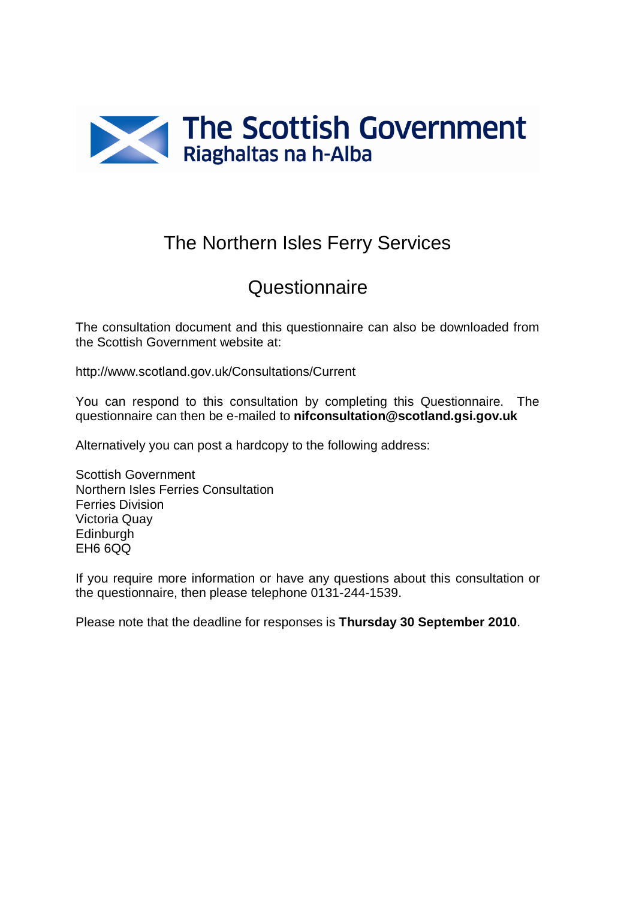The Scottish Government
Riaghaltas na h-Alba

# The Northern Isles Ferry Services

## Questionnaire

The consultation document and this questionnaire can also be downloaded from the Scottish Government website at:

http://www.scotland.gov.uk/Consultations/Current

You can respond to this consultation by completing this Questionnaire. The questionnaire can then be e-mailed to **nifconsultation@scotland.gsi.gov.uk**

Alternatively you can post a hardcopy to the following address:

Scottish Government
Northern Isles Ferries Consultation
Ferries Division
Victoria Quay
Edinburgh
EH6 6QQ

If you require more information or have any questions about this consultation or the questionnaire, then please telephone 0131-244-1539.

Please note that the deadline for responses is **Thursday 30 September 2010**.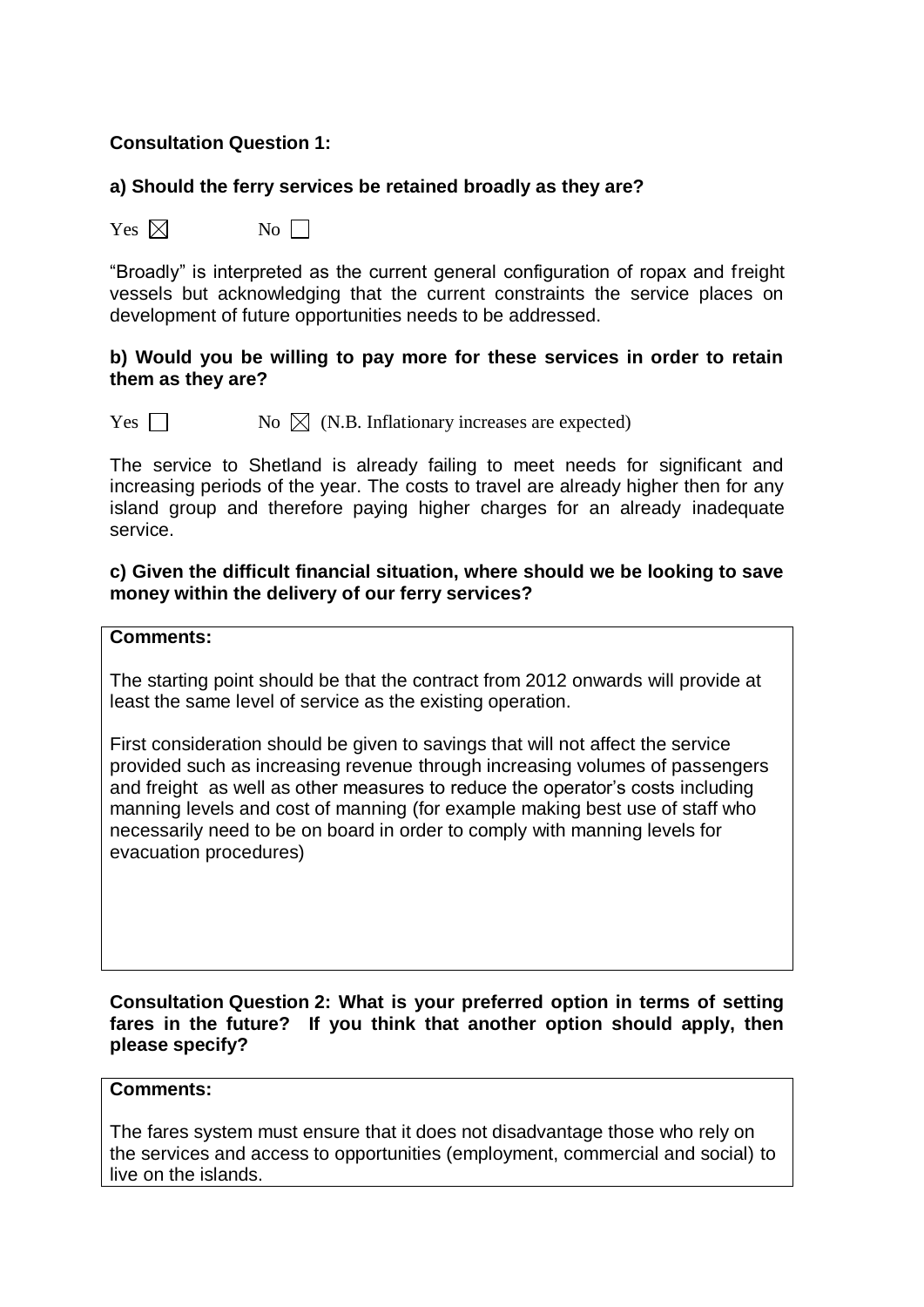**Consultation Question 1:**

**a) Should the ferry services be retained broadly as they are?**

Yes ☒ No ☐

"Broadly" is interpreted as the current general configuration of ropax and freight vessels but acknowledging that the current constraints the service places on development of future opportunities needs to be addressed.

**b) Would you be willing to pay more for these services in order to retain them as they are?**

Yes ☐ No ☒ (N.B. Inflationary increases are expected)

The service to Shetland is already failing to meet needs for significant and increasing periods of the year. The costs to travel are already higher then for any island group and therefore paying higher charges for an already inadequate service.

**c) Given the difficult financial situation, where should we be looking to save money within the delivery of our ferry services?**

**Comments:**

The starting point should be that the contract from 2012 onwards will provide at least the same level of service as the existing operation.

First consideration should be given to savings that will not affect the service provided such as increasing revenue through increasing volumes of passengers and freight as well as other measures to reduce the operator's costs including manning levels and cost of manning (for example making best use of staff who necessarily need to be on board in order to comply with manning levels for evacuation procedures)

**Consultation Question 2: What is your preferred option in terms of setting fares in the future? If you think that another option should apply, then please specify?**

**Comments:**

The fares system must ensure that it does not disadvantage those who rely on the services and access to opportunities (employment, commercial and social) to live on the islands.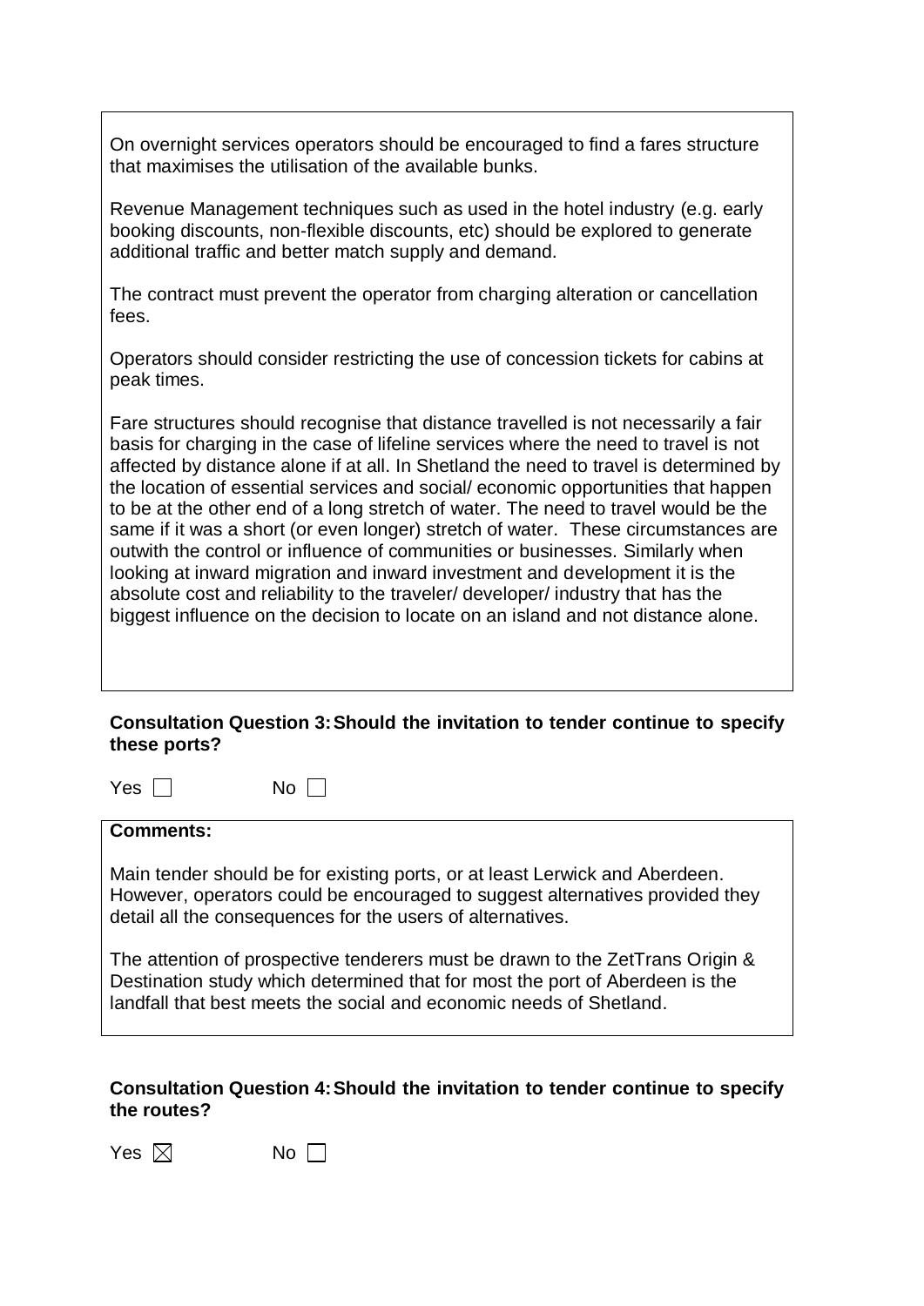On overnight services operators should be encouraged to find a fares structure that maximises the utilisation of the available bunks.

Revenue Management techniques such as used in the hotel industry (e.g. early booking discounts, non-flexible discounts, etc) should be explored to generate additional traffic and better match supply and demand.

The contract must prevent the operator from charging alteration or cancellation fees.

Operators should consider restricting the use of concession tickets for cabins at peak times.

Fare structures should recognise that distance travelled is not necessarily a fair basis for charging in the case of lifeline services where the need to travel is not affected by distance alone if at all. In Shetland the need to travel is determined by the location of essential services and social/ economic opportunities that happen to be at the other end of a long stretch of water. The need to travel would be the same if it was a short (or even longer) stretch of water. These circumstances are outwith the control or influence of communities or businesses. Similarly when looking at inward migration and inward investment and development it is the absolute cost and reliability to the traveler/ developer/ industry that has the biggest influence on the decision to locate on an island and not distance alone.

**Consultation Question 3: Should the invitation to tender continue to specify these ports?**

Yes ☐ No ☐

**Comments:**

Main tender should be for existing ports, or at least Lerwick and Aberdeen. However, operators could be encouraged to suggest alternatives provided they detail all the consequences for the users of alternatives.

The attention of prospective tenderers must be drawn to the ZetTrans Origin & Destination study which determined that for most the port of Aberdeen is the landfall that best meets the social and economic needs of Shetland.

**Consultation Question 4: Should the invitation to tender continue to specify the routes?**

Yes ☒ No ☐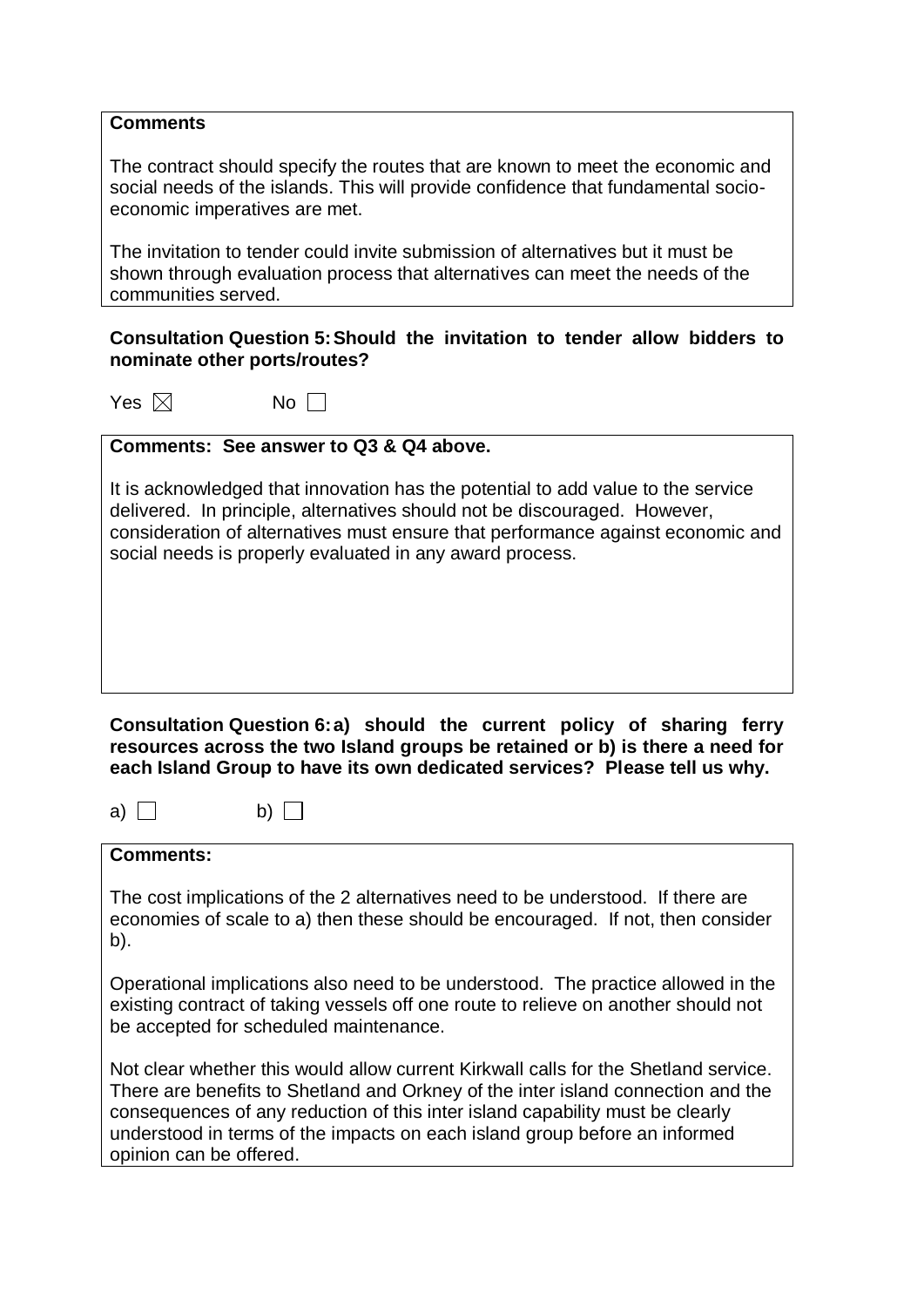**Comments**

The contract should specify the routes that are known to meet the economic and social needs of the islands. This will provide confidence that fundamental socio-economic imperatives are met.

The invitation to tender could invite submission of alternatives but it must be shown through evaluation process that alternatives can meet the needs of the communities served.

**Consultation Question 5: Should the invitation to tender allow bidders to nominate other ports/routes?**

Yes ☒ No ☐

**Comments: See answer to Q3 & Q4 above.**

It is acknowledged that innovation has the potential to add value to the service delivered. In principle, alternatives should not be discouraged. However, consideration of alternatives must ensure that performance against economic and social needs is properly evaluated in any award process.

**Consultation Question 6: a) should the current policy of sharing ferry resources across the two Island groups be retained or b) is there a need for each Island Group to have its own dedicated services? Please tell us why.**

a) ☐ b) ☐

**Comments:**

The cost implications of the 2 alternatives need to be understood. If there are economies of scale to a) then these should be encouraged. If not, then consider b).

Operational implications also need to be understood. The practice allowed in the existing contract of taking vessels off one route to relieve on another should not be accepted for scheduled maintenance.

Not clear whether this would allow current Kirkwall calls for the Shetland service. There are benefits to Shetland and Orkney of the inter island connection and the consequences of any reduction of this inter island capability must be clearly understood in terms of the impacts on each island group before an informed opinion can be offered.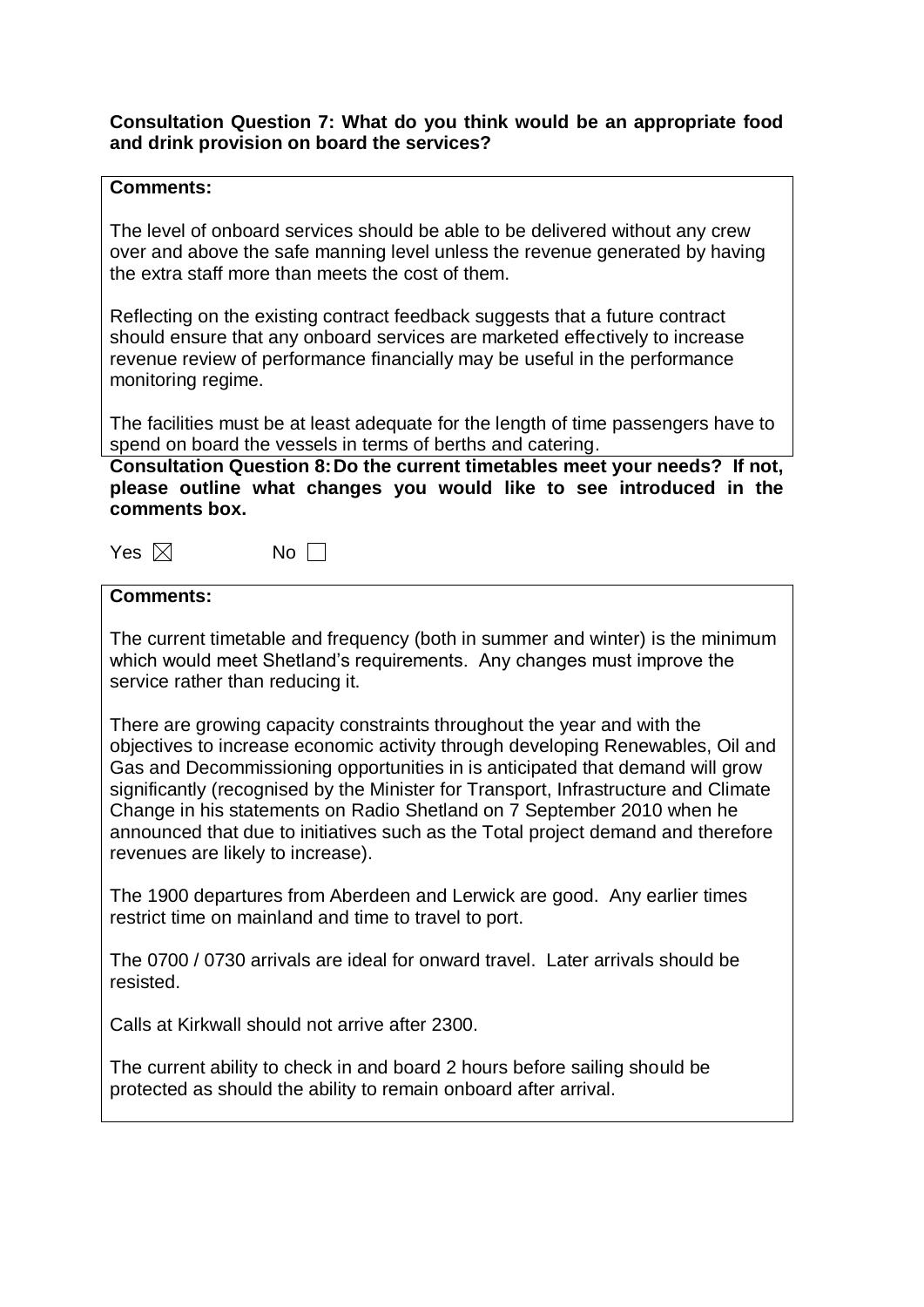**Consultation Question 7: What do you think would be an appropriate food and drink provision on board the services?**

**Comments:**

The level of onboard services should be able to be delivered without any crew over and above the safe manning level unless the revenue generated by having the extra staff more than meets the cost of them.

Reflecting on the existing contract feedback suggests that a future contract should ensure that any onboard services are marketed effectively to increase revenue review of performance financially may be useful in the performance monitoring regime.

The facilities must be at least adequate for the length of time passengers have to spend on board the vessels in terms of berths and catering.

**Consultation Question 8: Do the current timetables meet your needs? If not, please outline what changes you would like to see introduced in the comments box.**

Yes ☒ No ☐

**Comments:**

The current timetable and frequency (both in summer and winter) is the minimum which would meet Shetland's requirements. Any changes must improve the service rather than reducing it.

There are growing capacity constraints throughout the year and with the objectives to increase economic activity through developing Renewables, Oil and Gas and Decommissioning opportunities in is anticipated that demand will grow significantly (recognised by the Minister for Transport, Infrastructure and Climate Change in his statements on Radio Shetland on 7 September 2010 when he announced that due to initiatives such as the Total project demand and therefore revenues are likely to increase).

The 1900 departures from Aberdeen and Lerwick are good. Any earlier times restrict time on mainland and time to travel to port.

The 0700 / 0730 arrivals are ideal for onward travel. Later arrivals should be resisted.

Calls at Kirkwall should not arrive after 2300.

The current ability to check in and board 2 hours before sailing should be protected as should the ability to remain onboard after arrival.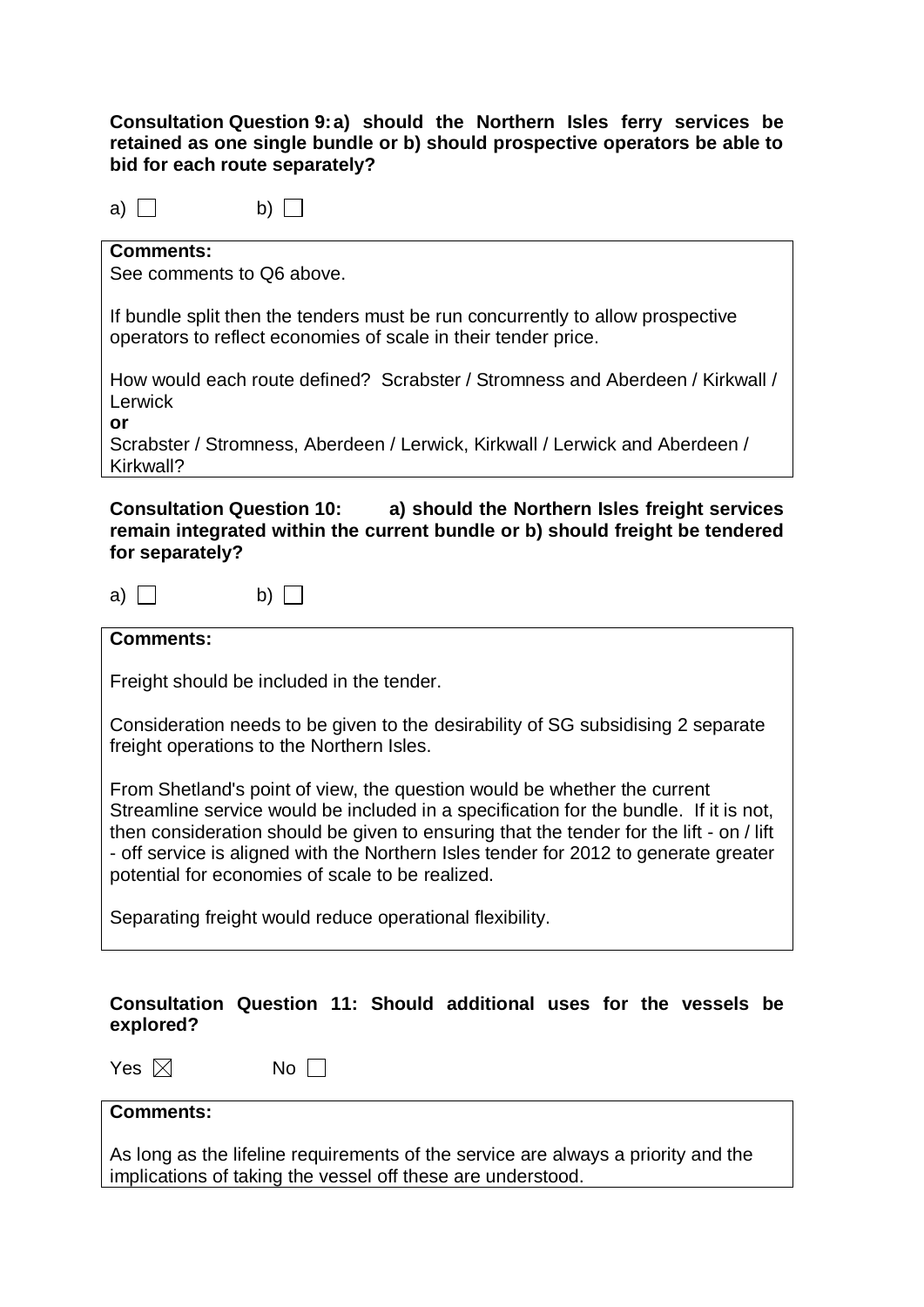**Consultation Question 9: a) should the Northern Isles ferry services be retained as one single bundle or b) should prospective operators be able to bid for each route separately?**

a) ☐ b) ☐

**Comments:**

See comments to Q6 above.

If bundle split then the tenders must be run concurrently to allow prospective operators to reflect economies of scale in their tender price.

How would each route defined? Scrabster / Stromness and Aberdeen / Kirkwall / Lerwick

**or**

Scrabster / Stromness, Aberdeen / Lerwick, Kirkwall / Lerwick and Aberdeen / Kirkwall?

**Consultation Question 10: a) should the Northern Isles freight services remain integrated within the current bundle or b) should freight be tendered for separately?**

a) ☐ b) ☐

**Comments:**

Freight should be included in the tender.

Consideration needs to be given to the desirability of SG subsidising 2 separate freight operations to the Northern Isles.

From Shetland's point of view, the question would be whether the current Streamline service would be included in a specification for the bundle. If it is not, then consideration should be given to ensuring that the tender for the lift - on / lift - off service is aligned with the Northern Isles tender for 2012 to generate greater potential for economies of scale to be realized.

Separating freight would reduce operational flexibility.

**Consultation Question 11: Should additional uses for the vessels be explored?**

Yes ☒ No ☐

**Comments:**

As long as the lifeline requirements of the service are always a priority and the implications of taking the vessel off these are understood.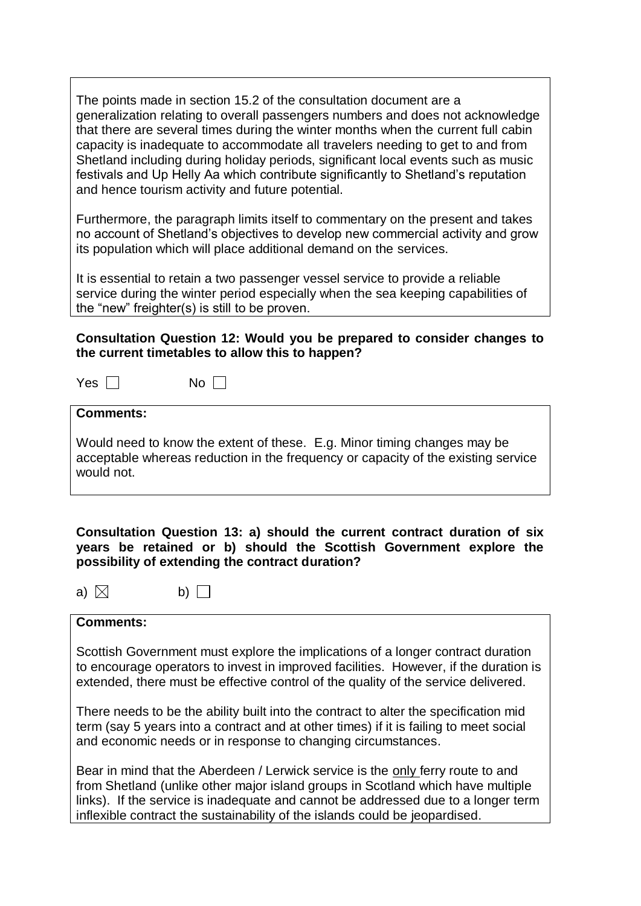The points made in section 15.2 of the consultation document are a generalization relating to overall passengers numbers and does not acknowledge that there are several times during the winter months when the current full cabin capacity is inadequate to accommodate all travelers needing to get to and from Shetland including during holiday periods, significant local events such as music festivals and Up Helly Aa which contribute significantly to Shetland's reputation and hence tourism activity and future potential.

Furthermore, the paragraph limits itself to commentary on the present and takes no account of Shetland's objectives to develop new commercial activity and grow its population which will place additional demand on the services.

It is essential to retain a two passenger vessel service to provide a reliable service during the winter period especially when the sea keeping capabilities of the "new" freighter(s) is still to be proven.

**Consultation Question 12: Would you be prepared to consider changes to the current timetables to allow this to happen?**

Yes ☐ No ☐

**Comments:**

Would need to know the extent of these. E.g. Minor timing changes may be acceptable whereas reduction in the frequency or capacity of the existing service would not.

**Consultation Question 13: a) should the current contract duration of six years be retained or b) should the Scottish Government explore the possibility of extending the contract duration?**

a) ☒ b) ☐

**Comments:**

Scottish Government must explore the implications of a longer contract duration to encourage operators to invest in improved facilities. However, if the duration is extended, there must be effective control of the quality of the service delivered.

There needs to be the ability built into the contract to alter the specification mid term (say 5 years into a contract and at other times) if it is failing to meet social and economic needs or in response to changing circumstances.

Bear in mind that the Aberdeen / Lerwick service is the only ferry route to and from Shetland (unlike other major island groups in Scotland which have multiple links). If the service is inadequate and cannot be addressed due to a longer term inflexible contract the sustainability of the islands could be jeopardised.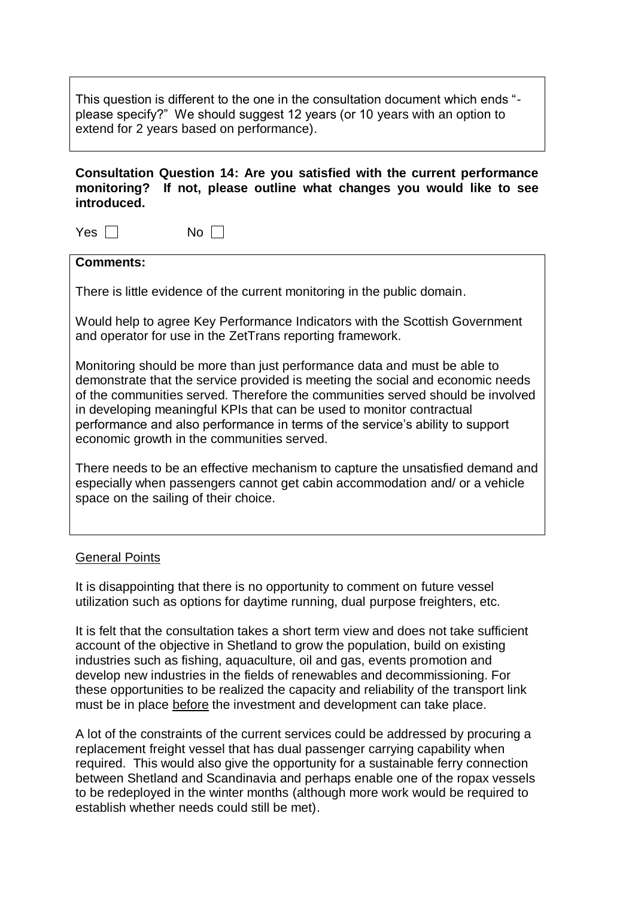This question is different to the one in the consultation document which ends "- please specify?" We should suggest 12 years (or 10 years with an option to extend for 2 years based on performance).

**Consultation Question 14: Are you satisfied with the current performance monitoring? If not, please outline what changes you would like to see introduced.**

Yes ☐ No ☐

**Comments:**

There is little evidence of the current monitoring in the public domain.

Would help to agree Key Performance Indicators with the Scottish Government and operator for use in the ZetTrans reporting framework.

Monitoring should be more than just performance data and must be able to demonstrate that the service provided is meeting the social and economic needs of the communities served. Therefore the communities served should be involved in developing meaningful KPIs that can be used to monitor contractual performance and also performance in terms of the service's ability to support economic growth in the communities served.

There needs to be an effective mechanism to capture the unsatisfied demand and especially when passengers cannot get cabin accommodation and/ or a vehicle space on the sailing of their choice.

General Points

It is disappointing that there is no opportunity to comment on future vessel utilization such as options for daytime running, dual purpose freighters, etc.

It is felt that the consultation takes a short term view and does not take sufficient account of the objective in Shetland to grow the population, build on existing industries such as fishing, aquaculture, oil and gas, events promotion and develop new industries in the fields of renewables and decommissioning. For these opportunities to be realized the capacity and reliability of the transport link must be in place before the investment and development can take place.

A lot of the constraints of the current services could be addressed by procuring a replacement freight vessel that has dual passenger carrying capability when required. This would also give the opportunity for a sustainable ferry connection between Shetland and Scandinavia and perhaps enable one of the ropax vessels to be redeployed in the winter months (although more work would be required to establish whether needs could still be met).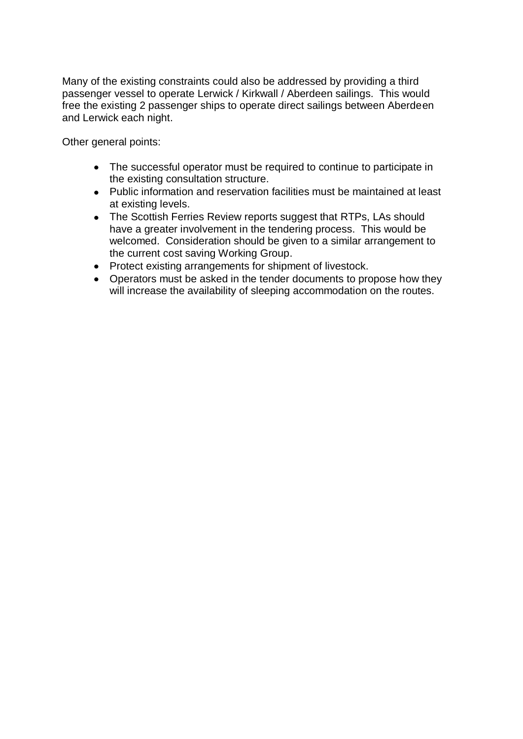Many of the existing constraints could also be addressed by providing a third passenger vessel to operate Lerwick / Kirkwall / Aberdeen sailings. This would free the existing 2 passenger ships to operate direct sailings between Aberdeen and Lerwick each night.

Other general points:

- The successful operator must be required to continue to participate in the existing consultation structure.
- Public information and reservation facilities must be maintained at least at existing levels.
- The Scottish Ferries Review reports suggest that RTPs, LAs should have a greater involvement in the tendering process. This would be welcomed. Consideration should be given to a similar arrangement to the current cost saving Working Group.
- Protect existing arrangements for shipment of livestock.
- Operators must be asked in the tender documents to propose how they will increase the availability of sleeping accommodation on the routes.